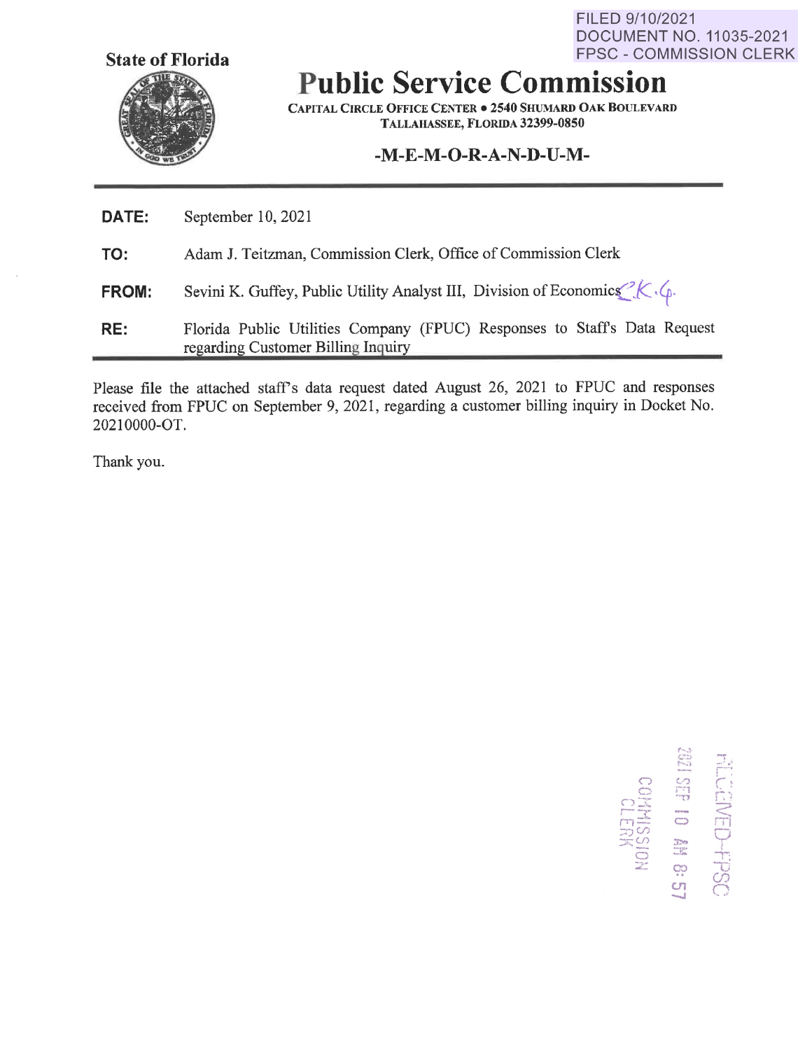FILED 9/10/2021
DOCUMENT NO. 11035-2021
FPSC - COMMISSION CLERK

**State of Florida**

# Public Service Commission

**CAPITAL CIRCLE OFFICE CENTER • 2540 SHUMARD OAK BOULEVARD**
**TALLAHASSEE, FLORIDA 32399-0850**

## -M-E-M-O-R-A-N-D-U-M-

**DATE:** September 10, 2021

**TO:** Adam J. Teitzman, Commission Clerk, Office of Commission Clerk

**FROM:** Sevini K. Guffey, Public Utility Analyst III, Division of Economics

**RE:** Florida Public Utilities Company (FPUC) Responses to Staff's Data Request regarding Customer Billing Inquiry

Please file the attached staff's data request dated August 26, 2021 to FPUC and responses received from FPUC on September 9, 2021, regarding a customer billing inquiry in Docket No. 20210000-OT.

Thank you.

RECEIVED-FPSC
2021 SEP 10 AM 8:57
COMMISSION CLERK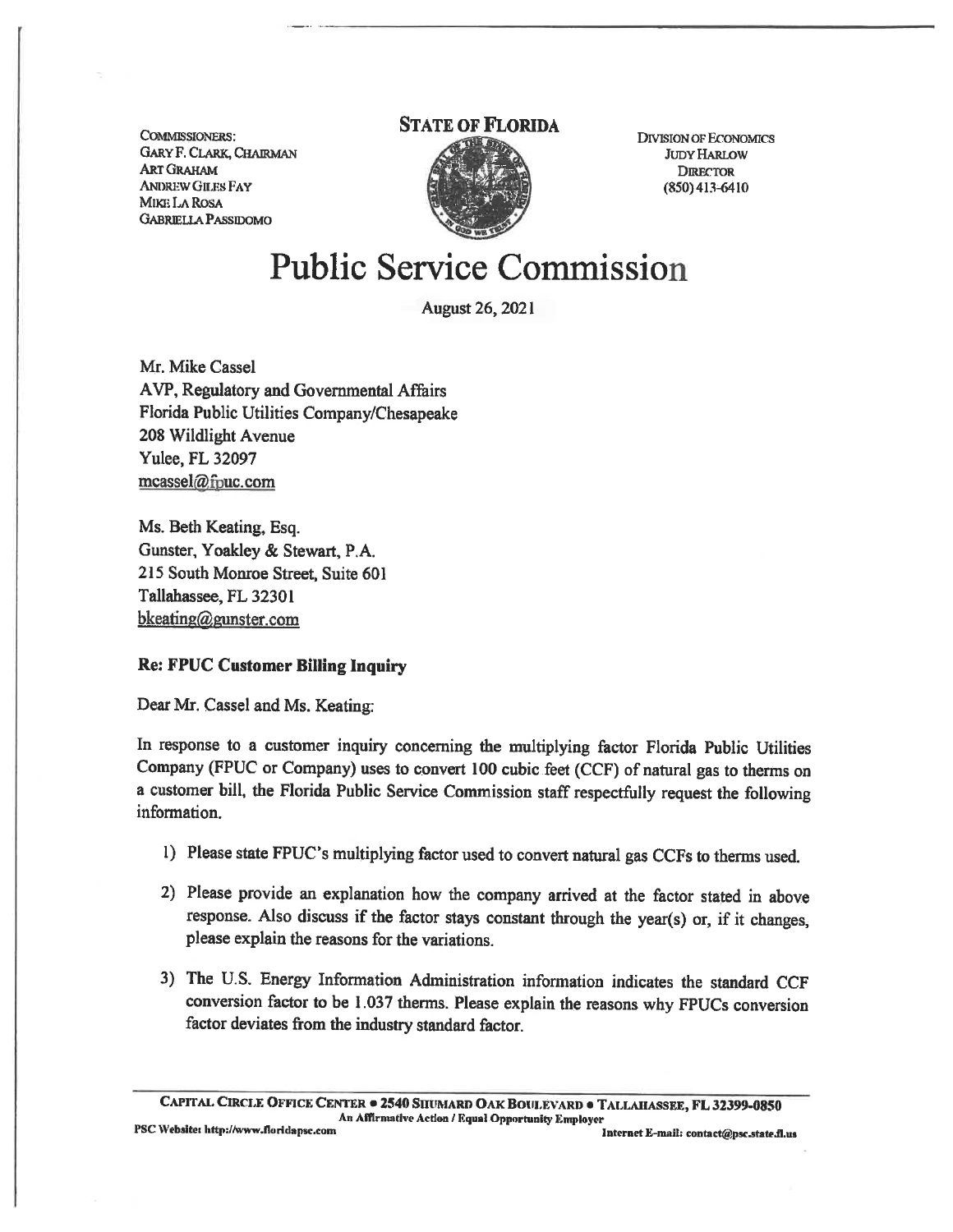COMMISSIONERS:
GARY F. CLARK, CHAIRMAN
ART GRAHAM
ANDREW GILES FAY
MIKE LA ROSA
GABRIELLA PASSIDOMO

**STATE OF FLORIDA**

DIVISION OF ECONOMICS
JUDY HARLOW
DIRECTOR
(850) 413-6410

# Public Service Commission

August 26, 2021

Mr. Mike Cassel
AVP, Regulatory and Governmental Affairs
Florida Public Utilities Company/Chesapeake
208 Wildlight Avenue
Yulee, FL 32097
mcassel@fpuc.com

Ms. Beth Keating, Esq.
Gunster, Yoakley & Stewart, P.A.
215 South Monroe Street, Suite 601
Tallahassee, FL 32301
bkeating@gunster.com

**Re: FPUC Customer Billing Inquiry**

Dear Mr. Cassel and Ms. Keating:

In response to a customer inquiry concerning the multiplying factor Florida Public Utilities Company (FPUC or Company) uses to convert 100 cubic feet (CCF) of natural gas to therms on a customer bill, the Florida Public Service Commission staff respectfully request the following information.

1) Please state FPUC's multiplying factor used to convert natural gas CCFs to therms used.

2) Please provide an explanation how the company arrived at the factor stated in above response. Also discuss if the factor stays constant through the year(s) or, if it changes, please explain the reasons for the variations.

3) The U.S. Energy Information Administration information indicates the standard CCF conversion factor to be 1.037 therms. Please explain the reasons why FPUCs conversion factor deviates from the industry standard factor.

CAPITAL CIRCLE OFFICE CENTER • 2540 SHUMARD OAK BOULEVARD • TALLAHASSEE, FL 32399-0850
An Affirmative Action / Equal Opportunity Employer
PSC Website: http://www.floridapsc.com Internet E-mail: contact@psc.state.fl.us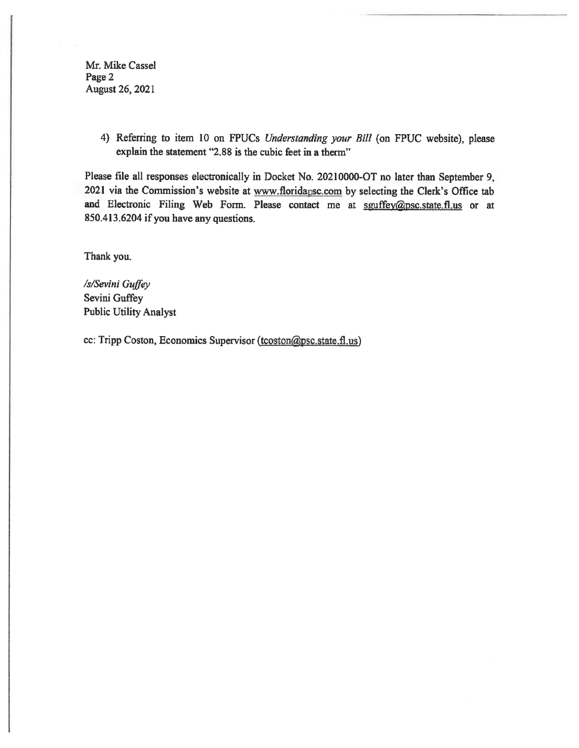Mr. Mike Cassel
Page 2
August 26, 2021

4) Referring to item 10 on FPUCs *Understanding your Bill* (on FPUC website), please explain the statement "2.88 is the cubic feet in a therm"

Please file all responses electronically in Docket No. 20210000-OT no later than September 9, 2021 via the Commission's website at www.floridapsc.com by selecting the Clerk's Office tab and Electronic Filing Web Form. Please contact me at sguffey@psc.state.fl.us or at 850.413.6204 if you have any questions.

Thank you.

*/s/Sevini Guffey*
Sevini Guffey
Public Utility Analyst

cc: Tripp Coston, Economics Supervisor (tcoston@psc.state.fl.us)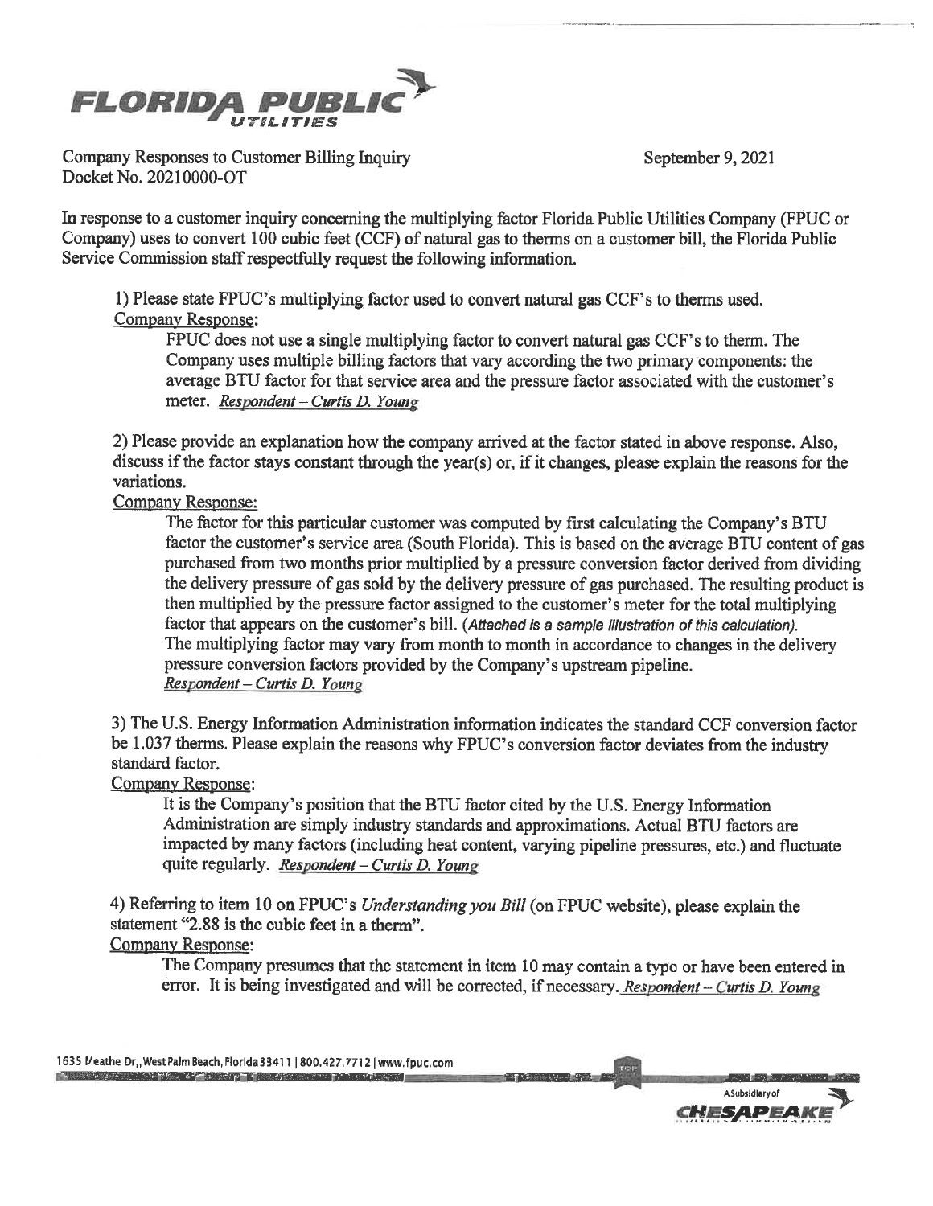**FLORIDA PUBLIC UTILITIES**

Company Responses to Customer Billing Inquiry
Docket No. 20210000-OT

September 9, 2021

In response to a customer inquiry concerning the multiplying factor Florida Public Utilities Company (FPUC or Company) uses to convert 100 cubic feet (CCF) of natural gas to therms on a customer bill, the Florida Public Service Commission staff respectfully request the following information.

1) Please state FPUC's multiplying factor used to convert natural gas CCF's to therms used.

Company Response:

FPUC does not use a single multiplying factor to convert natural gas CCF's to therm. The Company uses multiple billing factors that vary according the two primary components: the average BTU factor for that service area and the pressure factor associated with the customer's meter. *Respondent – Curtis D. Young*

2) Please provide an explanation how the company arrived at the factor stated in above response. Also, discuss if the factor stays constant through the year(s) or, if it changes, please explain the reasons for the variations.

Company Response:

The factor for this particular customer was computed by first calculating the Company's BTU factor the customer's service area (South Florida). This is based on the average BTU content of gas purchased from two months prior multiplied by a pressure conversion factor derived from dividing the delivery pressure of gas sold by the delivery pressure of gas purchased. The resulting product is then multiplied by the pressure factor assigned to the customer's meter for the total multiplying factor that appears on the customer's bill. ***(Attached is a sample illustration of this calculation).***
The multiplying factor may vary from month to month in accordance to changes in the delivery pressure conversion factors provided by the Company's upstream pipeline.
*Respondent – Curtis D. Young*

3) The U.S. Energy Information Administration information indicates the standard CCF conversion factor be 1.037 therms. Please explain the reasons why FPUC's conversion factor deviates from the industry standard factor.

Company Response:

It is the Company's position that the BTU factor cited by the U.S. Energy Information Administration are simply industry standards and approximations. Actual BTU factors are impacted by many factors (including heat content, varying pipeline pressures, etc.) and fluctuate quite regularly. *Respondent – Curtis D. Young*

4) Referring to item 10 on FPUC's *Understanding you Bill* (on FPUC website), please explain the statement "2.88 is the cubic feet in a therm".

Company Response:

The Company presumes that the statement in item 10 may contain a typo or have been entered in error. It is being investigated and will be corrected, if necessary. *Respondent – Curtis D. Young*

1635 Meathe Dr., West Palm Beach, Florida 33411 | 800.427.7712 | www.fpuc.com

A Subsidiary of CHESAPEAKE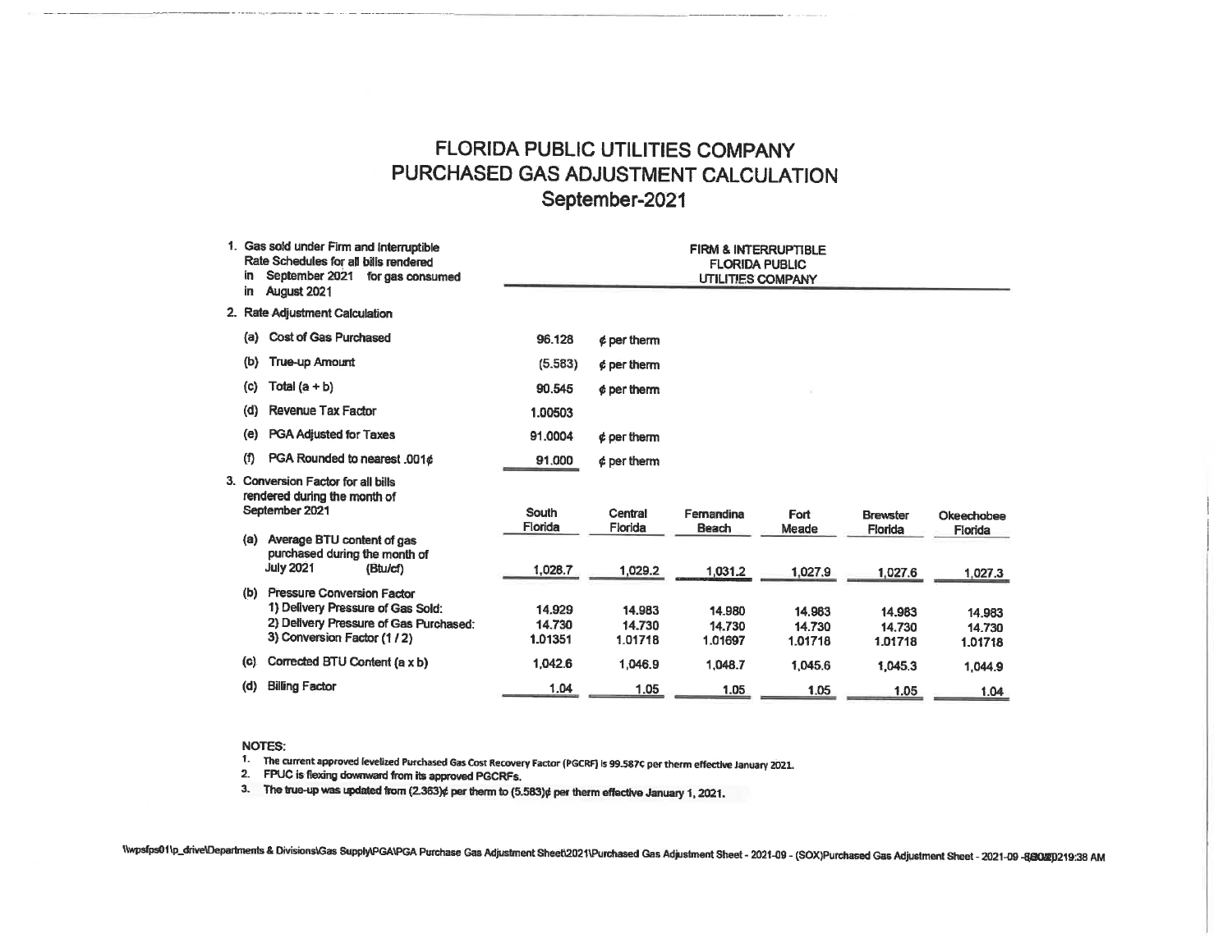# FLORIDA PUBLIC UTILITIES COMPANY
## PURCHASED GAS ADJUSTMENT CALCULATION
### September-2021

1. Gas sold under Firm and Interruptible Rate Schedules for all bills rendered in September 2021 for gas consumed in August 2021

**FIRM & INTERRUPTIBLE FLORIDA PUBLIC UTILITIES COMPANY**

2. Rate Adjustment Calculation

| | | |
|---|---|---|
| (a) Cost of Gas Purchased | 96.128 | ¢ per therm |
| (b) True-up Amount | (5.583) | ¢ per therm |
| (c) Total (a + b) | 90.545 | ¢ per therm |
| (d) Revenue Tax Factor | 1.00503 | |
| (e) PGA Adjusted for Taxes | 91.0004 | ¢ per therm |
| (f) PGA Rounded to nearest .001¢ | 91.000 | ¢ per therm |

3. Conversion Factor for all bills rendered during the month of September 2021

| | South Florida | Central Florida | Fernandina Beach | Fort Meade | Brewster Florida | Okeechobee Florida |
|---|---|---|---|---|---|---|
| (a) Average BTU content of gas purchased during the month of July 2021 (Btu/cf) | 1,028.7 | 1,029.2 | 1,031.2 | 1,027.9 | 1,027.6 | 1,027.3 |
| (b) Pressure Conversion Factor | | | | | | |
| 1) Delivery Pressure of Gas Sold: | 14.929 | 14.983 | 14.980 | 14.983 | 14.983 | 14.983 |
| 2) Delivery Pressure of Gas Purchased: | 14.730 | 14.730 | 14.730 | 14.730 | 14.730 | 14.730 |
| 3) Conversion Factor (1 / 2) | 1.01351 | 1.01718 | 1.01697 | 1.01718 | 1.01718 | 1.01718 |
| (c) Corrected BTU Content (a x b) | 1,042.6 | 1,046.9 | 1,048.7 | 1,045.6 | 1,045.3 | 1,044.9 |
| (d) Billing Factor | 1.04 | 1.05 | 1.05 | 1.05 | 1.05 | 1.04 |

NOTES:

1. The current approved levelized Purchased Gas Cost Recovery Factor (PGCRF) is 99.587¢ per therm effective January 2021.
2. FPUC is flexing downward from its approved PGCRFs.
3. The true-up was updated from (2.363)¢ per therm to (5.583)¢ per therm effective January 1, 2021.

\\wpsfps01\p_drive\Departments & Divisions\Gas Supply\PGA\PGA Purchase Gas Adjustment Sheet\2021\Purchased Gas Adjustment Sheet - 2021-09 - (SOX)Purchased Gas Adjustment Sheet - 2021-09 -8/30/2021 9:38 AM